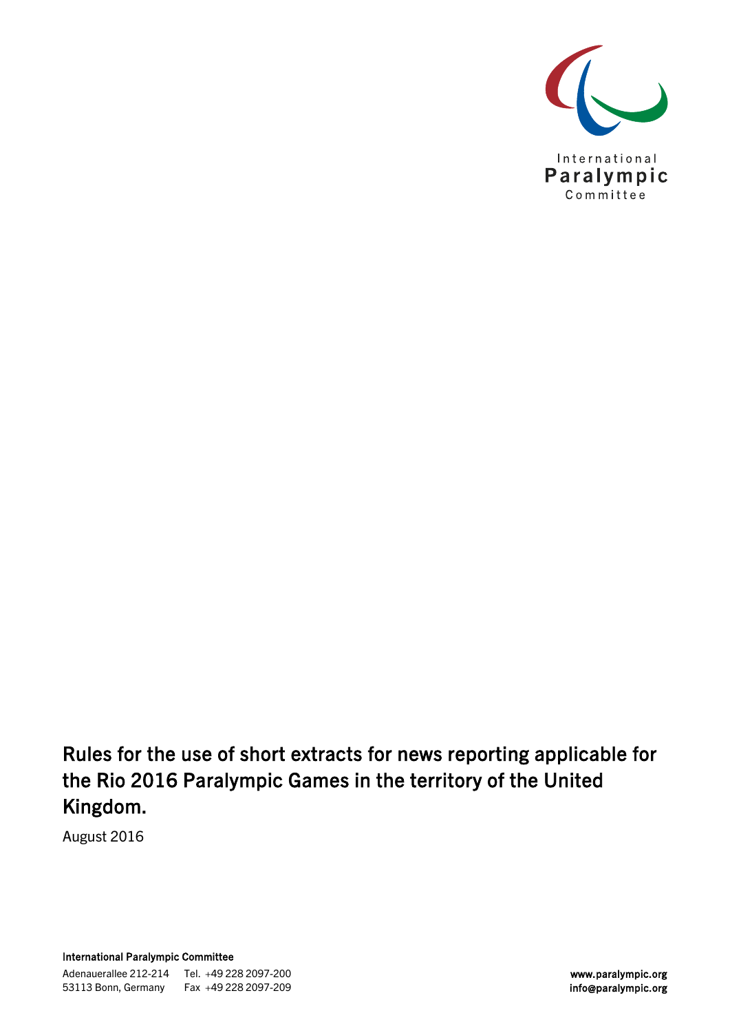International
Paralympic
Committee

# Rules for the use of short extracts for news reporting applicable for the Rio 2016 Paralympic Games in the territory of the United Kingdom.

August 2016

**International Paralympic Committee**

Adenauerallee 212-214
53113 Bonn, Germany

Tel. +49 228 2097-200
Fax +49 228 2097-209

**www.paralympic.org**
**info@paralympic.org**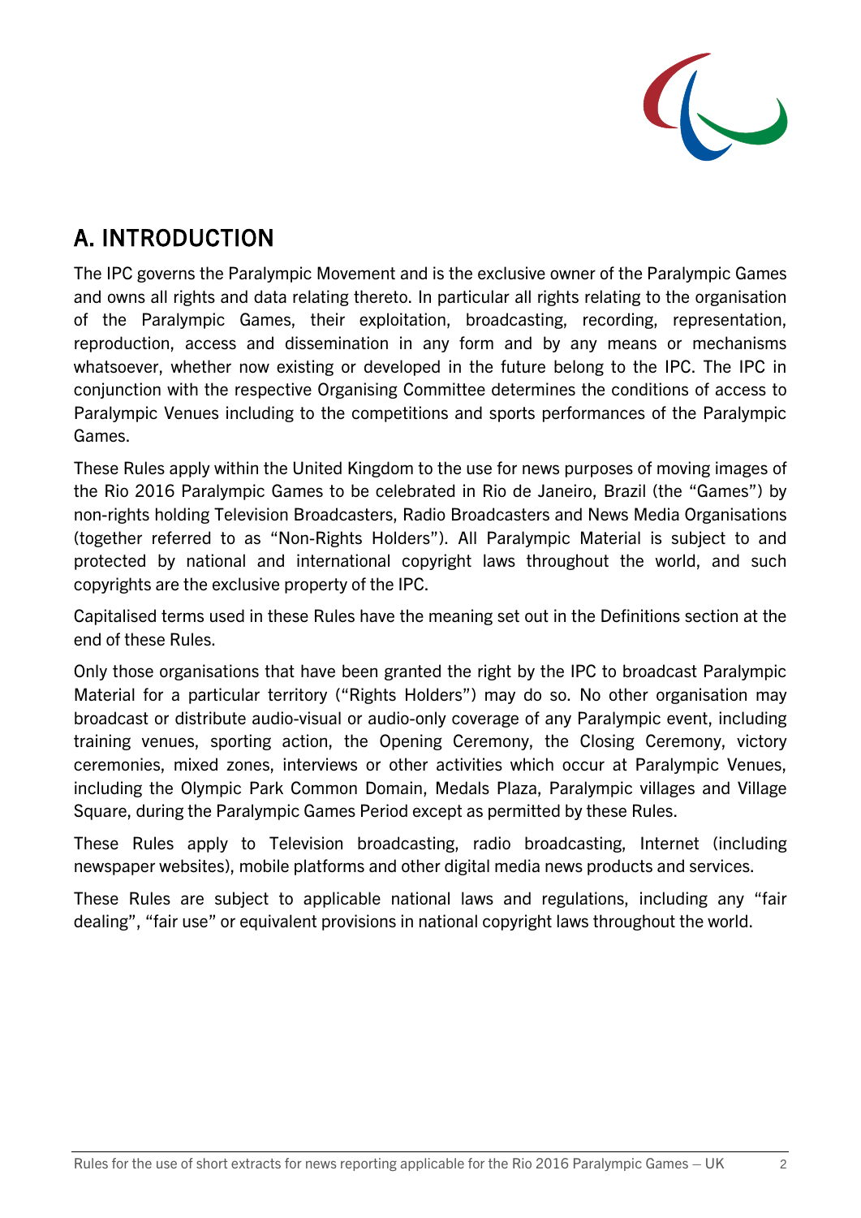## A. INTRODUCTION

The IPC governs the Paralympic Movement and is the exclusive owner of the Paralympic Games and owns all rights and data relating thereto. In particular all rights relating to the organisation of the Paralympic Games, their exploitation, broadcasting, recording, representation, reproduction, access and dissemination in any form and by any means or mechanisms whatsoever, whether now existing or developed in the future belong to the IPC. The IPC in conjunction with the respective Organising Committee determines the conditions of access to Paralympic Venues including to the competitions and sports performances of the Paralympic Games.

These Rules apply within the United Kingdom to the use for news purposes of moving images of the Rio 2016 Paralympic Games to be celebrated in Rio de Janeiro, Brazil (the "Games") by non-rights holding Television Broadcasters, Radio Broadcasters and News Media Organisations (together referred to as "Non-Rights Holders"). All Paralympic Material is subject to and protected by national and international copyright laws throughout the world, and such copyrights are the exclusive property of the IPC.

Capitalised terms used in these Rules have the meaning set out in the Definitions section at the end of these Rules.

Only those organisations that have been granted the right by the IPC to broadcast Paralympic Material for a particular territory ("Rights Holders") may do so. No other organisation may broadcast or distribute audio-visual or audio-only coverage of any Paralympic event, including training venues, sporting action, the Opening Ceremony, the Closing Ceremony, victory ceremonies, mixed zones, interviews or other activities which occur at Paralympic Venues, including the Olympic Park Common Domain, Medals Plaza, Paralympic villages and Village Square, during the Paralympic Games Period except as permitted by these Rules.

These Rules apply to Television broadcasting, radio broadcasting, Internet (including newspaper websites), mobile platforms and other digital media news products and services.

These Rules are subject to applicable national laws and regulations, including any "fair dealing", "fair use" or equivalent provisions in national copyright laws throughout the world.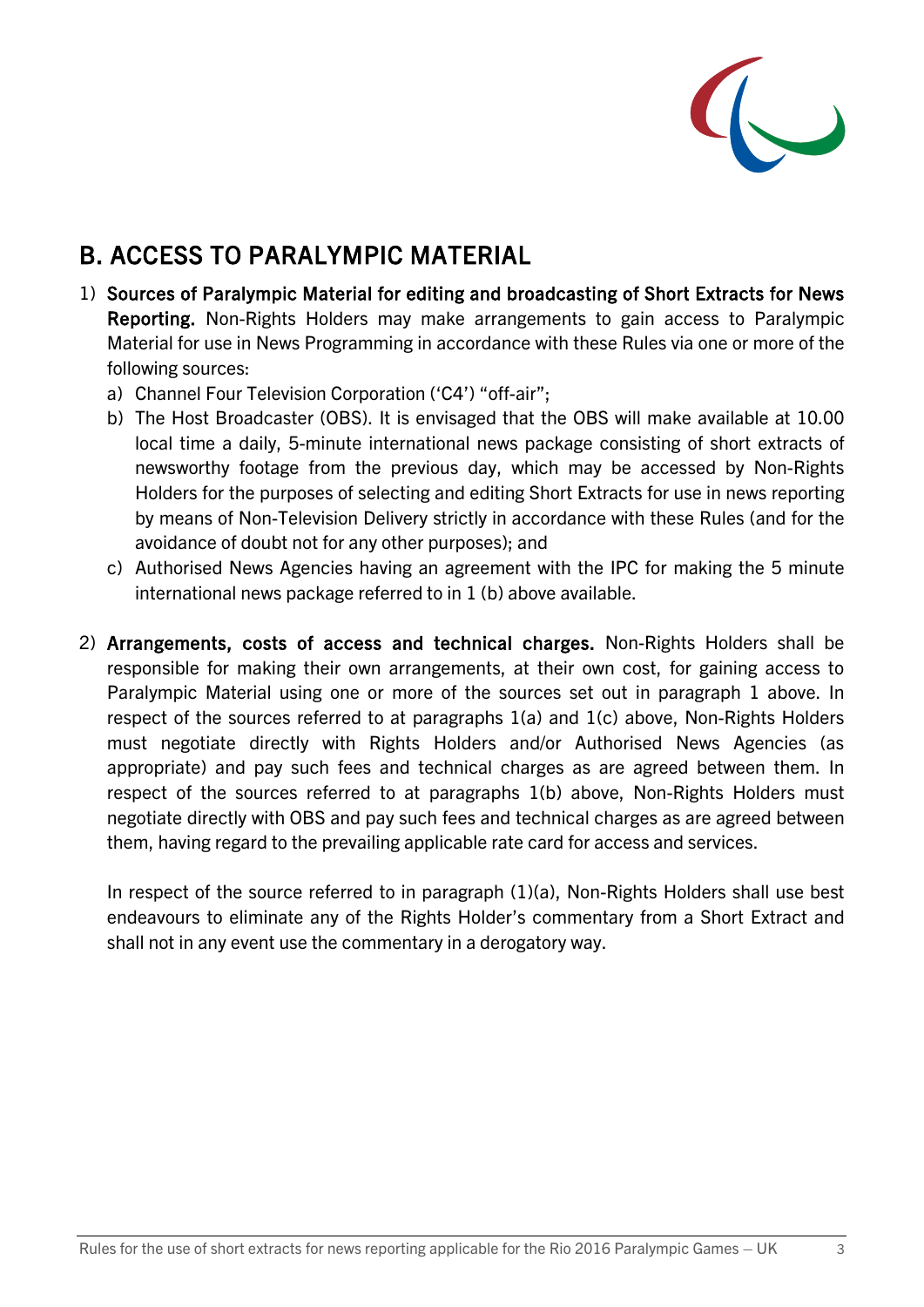## B. ACCESS TO PARALYMPIC MATERIAL

1) **Sources of Paralympic Material for editing and broadcasting of Short Extracts for News Reporting.** Non-Rights Holders may make arrangements to gain access to Paralympic Material for use in News Programming in accordance with these Rules via one or more of the following sources:
   a) Channel Four Television Corporation ('C4') "off-air";
   b) The Host Broadcaster (OBS). It is envisaged that the OBS will make available at 10.00 local time a daily, 5-minute international news package consisting of short extracts of newsworthy footage from the previous day, which may be accessed by Non-Rights Holders for the purposes of selecting and editing Short Extracts for use in news reporting by means of Non-Television Delivery strictly in accordance with these Rules (and for the avoidance of doubt not for any other purposes); and
   c) Authorised News Agencies having an agreement with the IPC for making the 5 minute international news package referred to in 1 (b) above available.

2) **Arrangements, costs of access and technical charges.** Non-Rights Holders shall be responsible for making their own arrangements, at their own cost, for gaining access to Paralympic Material using one or more of the sources set out in paragraph 1 above. In respect of the sources referred to at paragraphs 1(a) and 1(c) above, Non-Rights Holders must negotiate directly with Rights Holders and/or Authorised News Agencies (as appropriate) and pay such fees and technical charges as are agreed between them. In respect of the sources referred to at paragraphs 1(b) above, Non-Rights Holders must negotiate directly with OBS and pay such fees and technical charges as are agreed between them, having regard to the prevailing applicable rate card for access and services.

   In respect of the source referred to in paragraph (1)(a), Non-Rights Holders shall use best endeavours to eliminate any of the Rights Holder's commentary from a Short Extract and shall not in any event use the commentary in a derogatory way.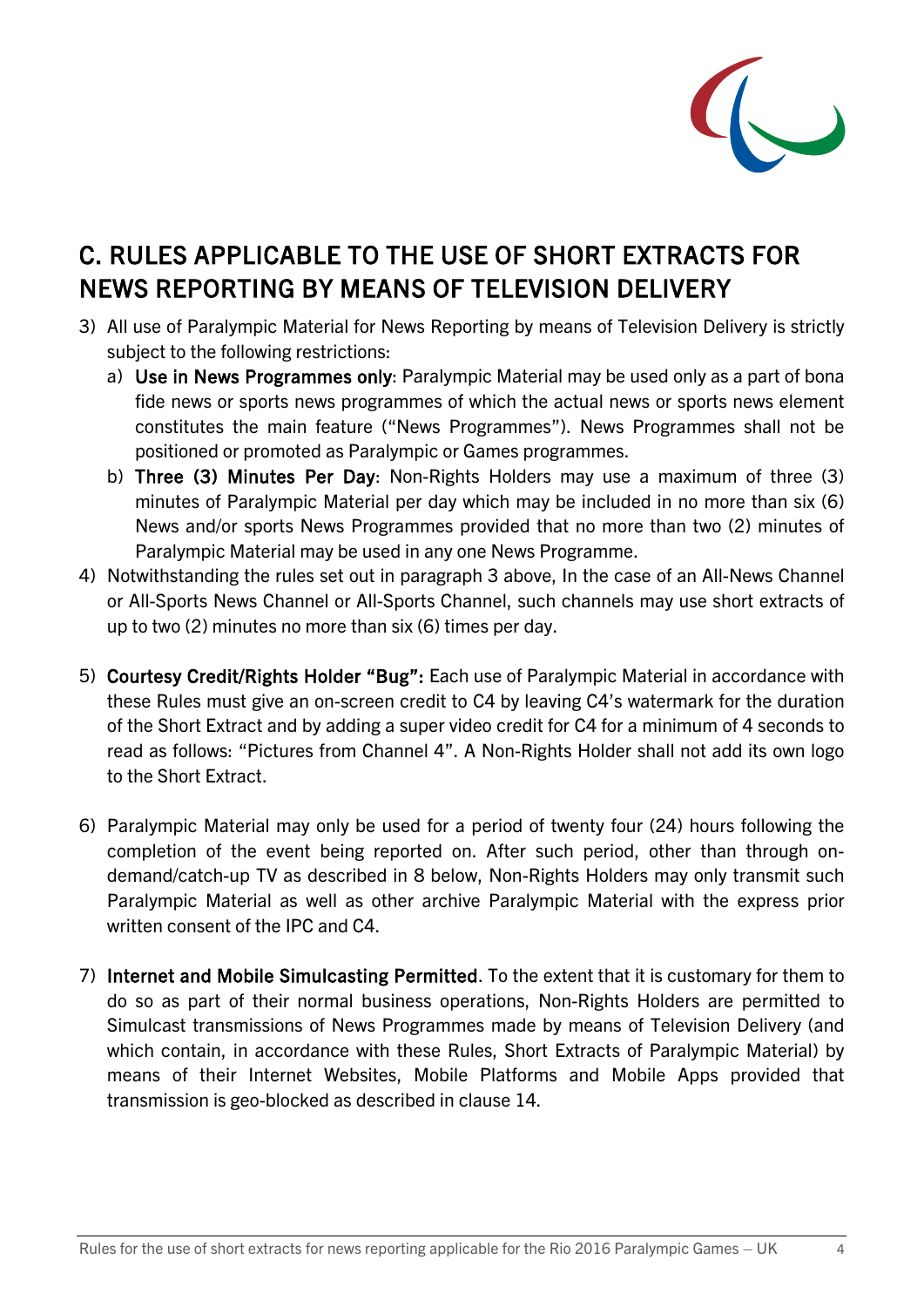## C. RULES APPLICABLE TO THE USE OF SHORT EXTRACTS FOR NEWS REPORTING BY MEANS OF TELEVISION DELIVERY

3) All use of Paralympic Material for News Reporting by means of Television Delivery is strictly subject to the following restrictions:
   a) **Use in News Programmes only**: Paralympic Material may be used only as a part of bona fide news or sports news programmes of which the actual news or sports news element constitutes the main feature ("News Programmes"). News Programmes shall not be positioned or promoted as Paralympic or Games programmes.
   b) **Three (3) Minutes Per Day**: Non-Rights Holders may use a maximum of three (3) minutes of Paralympic Material per day which may be included in no more than six (6) News and/or sports News Programmes provided that no more than two (2) minutes of Paralympic Material may be used in any one News Programme.
4) Notwithstanding the rules set out in paragraph 3 above, In the case of an All-News Channel or All-Sports News Channel or All-Sports Channel, such channels may use short extracts of up to two (2) minutes no more than six (6) times per day.

5) **Courtesy Credit/Rights Holder "Bug":** Each use of Paralympic Material in accordance with these Rules must give an on-screen credit to C4 by leaving C4's watermark for the duration of the Short Extract and by adding a super video credit for C4 for a minimum of 4 seconds to read as follows: "Pictures from Channel 4". A Non-Rights Holder shall not add its own logo to the Short Extract.

6) Paralympic Material may only be used for a period of twenty four (24) hours following the completion of the event being reported on. After such period, other than through on-demand/catch-up TV as described in 8 below, Non-Rights Holders may only transmit such Paralympic Material as well as other archive Paralympic Material with the express prior written consent of the IPC and C4.

7) **Internet and Mobile Simulcasting Permitted**. To the extent that it is customary for them to do so as part of their normal business operations, Non-Rights Holders are permitted to Simulcast transmissions of News Programmes made by means of Television Delivery (and which contain, in accordance with these Rules, Short Extracts of Paralympic Material) by means of their Internet Websites, Mobile Platforms and Mobile Apps provided that transmission is geo-blocked as described in clause 14.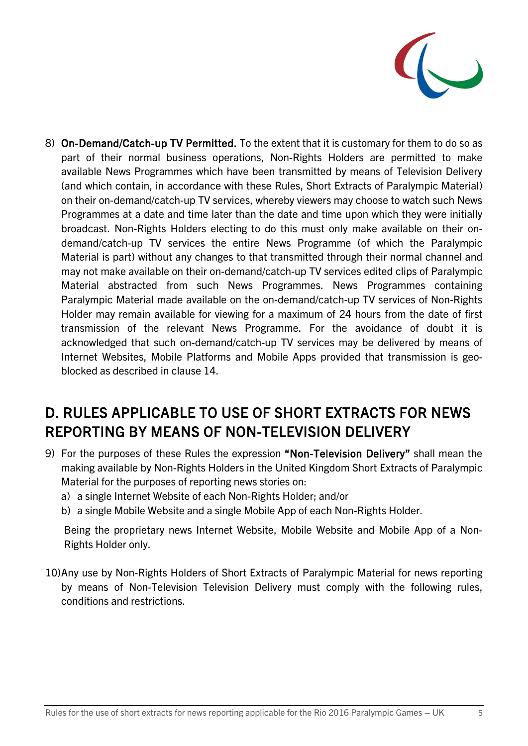8) **On-Demand/Catch-up TV Permitted.** To the extent that it is customary for them to do so as part of their normal business operations, Non-Rights Holders are permitted to make available News Programmes which have been transmitted by means of Television Delivery (and which contain, in accordance with these Rules, Short Extracts of Paralympic Material) on their on-demand/catch-up TV services, whereby viewers may choose to watch such News Programmes at a date and time later than the date and time upon which they were initially broadcast. Non-Rights Holders electing to do this must only make available on their on-demand/catch-up TV services the entire News Programme (of which the Paralympic Material is part) without any changes to that transmitted through their normal channel and may not make available on their on-demand/catch-up TV services edited clips of Paralympic Material abstracted from such News Programmes. News Programmes containing Paralympic Material made available on the on-demand/catch-up TV services of Non-Rights Holder may remain available for viewing for a maximum of 24 hours from the date of first transmission of the relevant News Programme. For the avoidance of doubt it is acknowledged that such on-demand/catch-up TV services may be delivered by means of Internet Websites, Mobile Platforms and Mobile Apps provided that transmission is geo-blocked as described in clause 14.

## D. RULES APPLICABLE TO USE OF SHORT EXTRACTS FOR NEWS REPORTING BY MEANS OF NON-TELEVISION DELIVERY

9) For the purposes of these Rules the expression **"Non-Television Delivery"** shall mean the making available by Non-Rights Holders in the United Kingdom Short Extracts of Paralympic Material for the purposes of reporting news stories on:
   a) a single Internet Website of each Non-Rights Holder; and/or
   b) a single Mobile Website and a single Mobile App of each Non-Rights Holder.

   Being the proprietary news Internet Website, Mobile Website and Mobile App of a Non-Rights Holder only.

10) Any use by Non-Rights Holders of Short Extracts of Paralympic Material for news reporting by means of Non-Television Television Delivery must comply with the following rules, conditions and restrictions.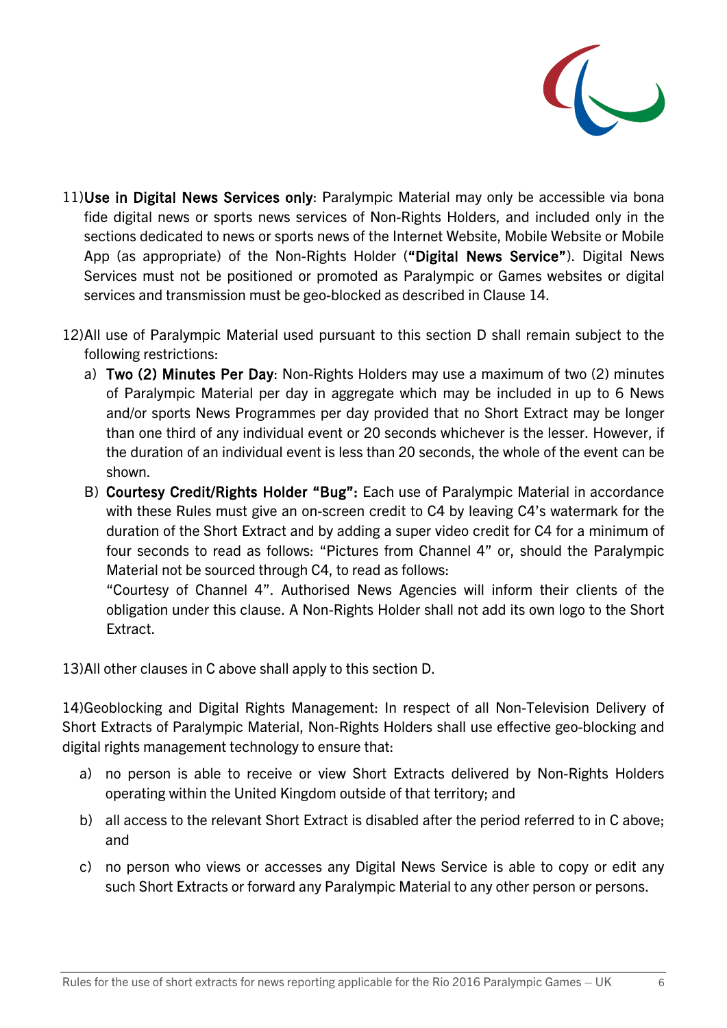11) **Use in Digital News Services only**: Paralympic Material may only be accessible via bona fide digital news or sports news services of Non-Rights Holders, and included only in the sections dedicated to news or sports news of the Internet Website, Mobile Website or Mobile App (as appropriate) of the Non-Rights Holder (**"Digital News Service"**). Digital News Services must not be positioned or promoted as Paralympic or Games websites or digital services and transmission must be geo-blocked as described in Clause 14.

12) All use of Paralympic Material used pursuant to this section D shall remain subject to the following restrictions:

   a) **Two (2) Minutes Per Day**: Non-Rights Holders may use a maximum of two (2) minutes of Paralympic Material per day in aggregate which may be included in up to 6 News and/or sports News Programmes per day provided that no Short Extract may be longer than one third of any individual event or 20 seconds whichever is the lesser. However, if the duration of an individual event is less than 20 seconds, the whole of the event can be shown.

   B) **Courtesy Credit/Rights Holder "Bug":** Each use of Paralympic Material in accordance with these Rules must give an on-screen credit to C4 by leaving C4's watermark for the duration of the Short Extract and by adding a super video credit for C4 for a minimum of four seconds to read as follows: "Pictures from Channel 4" or, should the Paralympic Material not be sourced through C4, to read as follows:
   "Courtesy of Channel 4". Authorised News Agencies will inform their clients of the obligation under this clause. A Non-Rights Holder shall not add its own logo to the Short Extract.

13) All other clauses in C above shall apply to this section D.

14) Geoblocking and Digital Rights Management: In respect of all Non-Television Delivery of Short Extracts of Paralympic Material, Non-Rights Holders shall use effective geo-blocking and digital rights management technology to ensure that:

   a) no person is able to receive or view Short Extracts delivered by Non-Rights Holders operating within the United Kingdom outside of that territory; and

   b) all access to the relevant Short Extract is disabled after the period referred to in C above; and

   c) no person who views or accesses any Digital News Service is able to copy or edit any such Short Extracts or forward any Paralympic Material to any other person or persons.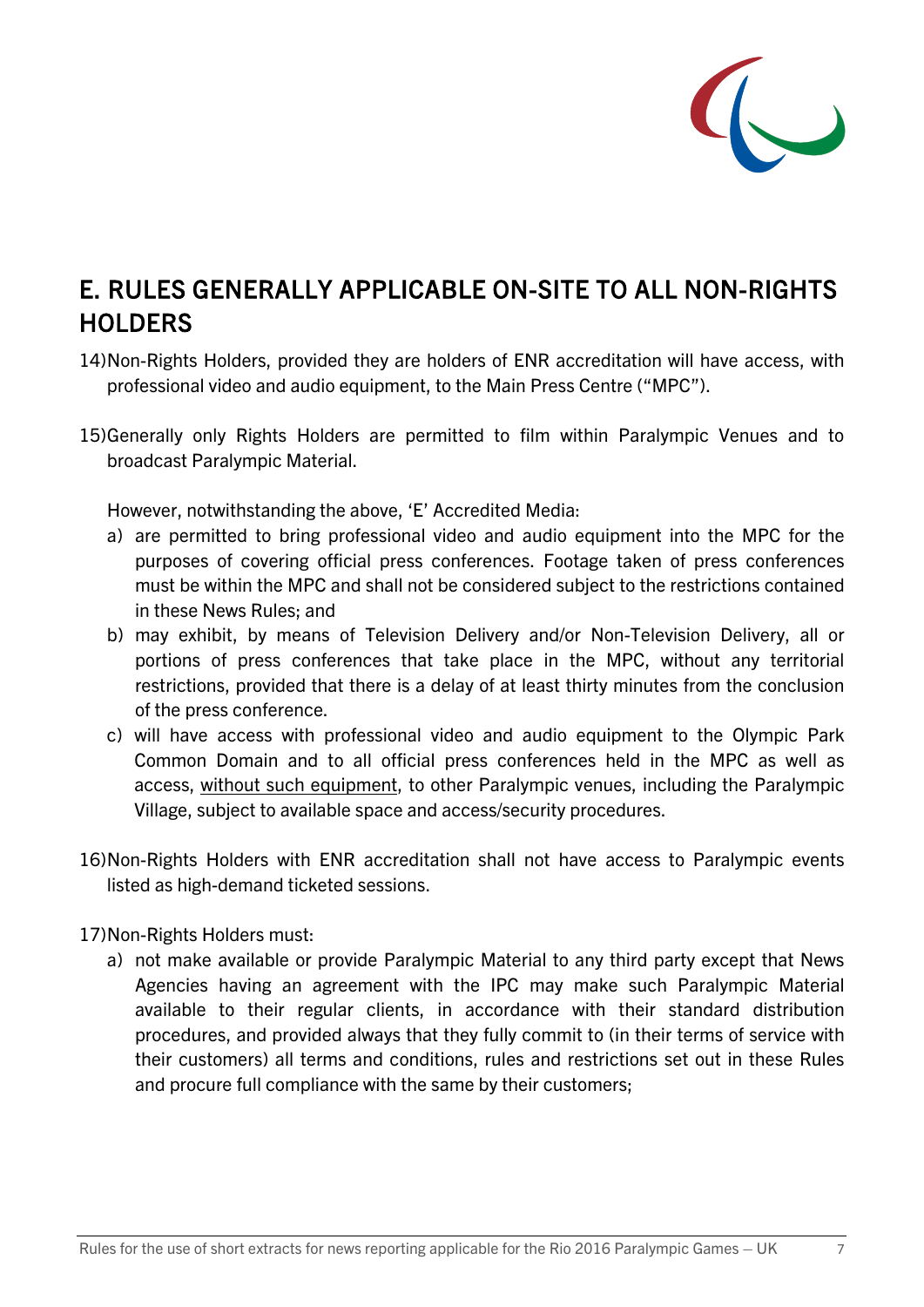## E. RULES GENERALLY APPLICABLE ON-SITE TO ALL NON-RIGHTS HOLDERS

14) Non-Rights Holders, provided they are holders of ENR accreditation will have access, with professional video and audio equipment, to the Main Press Centre ("MPC").

15) Generally only Rights Holders are permitted to film within Paralympic Venues and to broadcast Paralympic Material.

    However, notwithstanding the above, 'E' Accredited Media:

    a) are permitted to bring professional video and audio equipment into the MPC for the purposes of covering official press conferences. Footage taken of press conferences must be within the MPC and shall not be considered subject to the restrictions contained in these News Rules; and
    b) may exhibit, by means of Television Delivery and/or Non-Television Delivery, all or portions of press conferences that take place in the MPC, without any territorial restrictions, provided that there is a delay of at least thirty minutes from the conclusion of the press conference.
    c) will have access with professional video and audio equipment to the Olympic Park Common Domain and to all official press conferences held in the MPC as well as access, <u>without such equipment</u>, to other Paralympic venues, including the Paralympic Village, subject to available space and access/security procedures.

16) Non-Rights Holders with ENR accreditation shall not have access to Paralympic events listed as high-demand ticketed sessions.

17) Non-Rights Holders must:

    a) not make available or provide Paralympic Material to any third party except that News Agencies having an agreement with the IPC may make such Paralympic Material available to their regular clients, in accordance with their standard distribution procedures, and provided always that they fully commit to (in their terms of service with their customers) all terms and conditions, rules and restrictions set out in these Rules and procure full compliance with the same by their customers;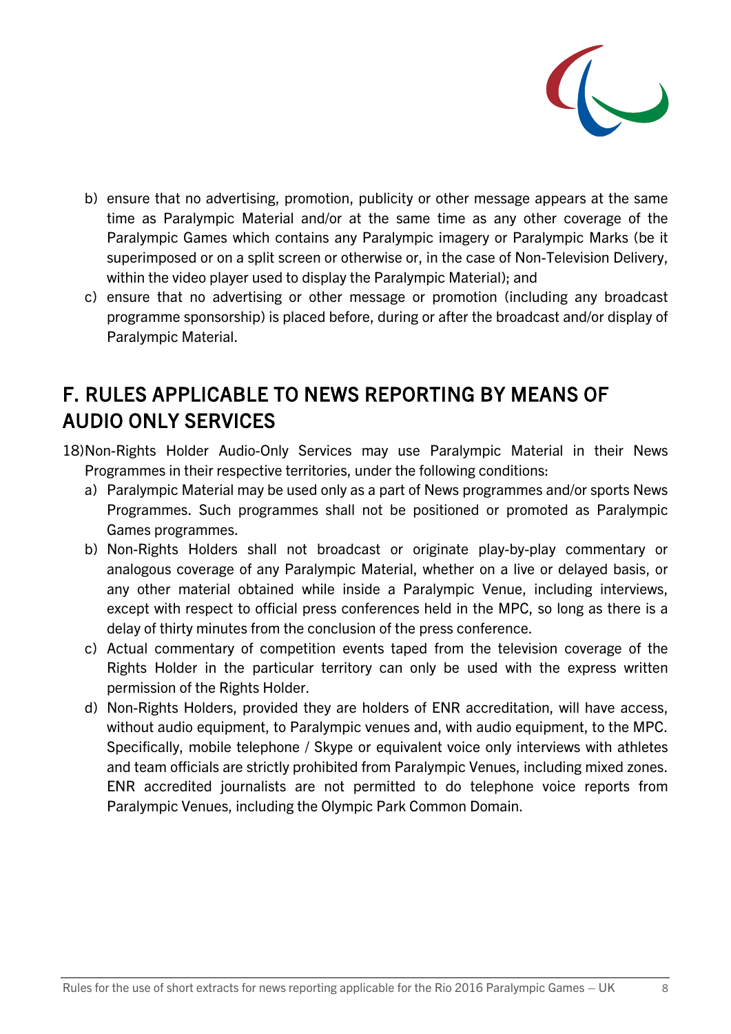b) ensure that no advertising, promotion, publicity or other message appears at the same time as Paralympic Material and/or at the same time as any other coverage of the Paralympic Games which contains any Paralympic imagery or Paralympic Marks (be it superimposed or on a split screen or otherwise or, in the case of Non-Television Delivery, within the video player used to display the Paralympic Material); and

c) ensure that no advertising or other message or promotion (including any broadcast programme sponsorship) is placed before, during or after the broadcast and/or display of Paralympic Material.

## F. RULES APPLICABLE TO NEWS REPORTING BY MEANS OF AUDIO ONLY SERVICES

18) Non-Rights Holder Audio-Only Services may use Paralympic Material in their News Programmes in their respective territories, under the following conditions:

a) Paralympic Material may be used only as a part of News programmes and/or sports News Programmes. Such programmes shall not be positioned or promoted as Paralympic Games programmes.

b) Non-Rights Holders shall not broadcast or originate play-by-play commentary or analogous coverage of any Paralympic Material, whether on a live or delayed basis, or any other material obtained while inside a Paralympic Venue, including interviews, except with respect to official press conferences held in the MPC, so long as there is a delay of thirty minutes from the conclusion of the press conference.

c) Actual commentary of competition events taped from the television coverage of the Rights Holder in the particular territory can only be used with the express written permission of the Rights Holder.

d) Non-Rights Holders, provided they are holders of ENR accreditation, will have access, without audio equipment, to Paralympic venues and, with audio equipment, to the MPC. Specifically, mobile telephone / Skype or equivalent voice only interviews with athletes and team officials are strictly prohibited from Paralympic Venues, including mixed zones. ENR accredited journalists are not permitted to do telephone voice reports from Paralympic Venues, including the Olympic Park Common Domain.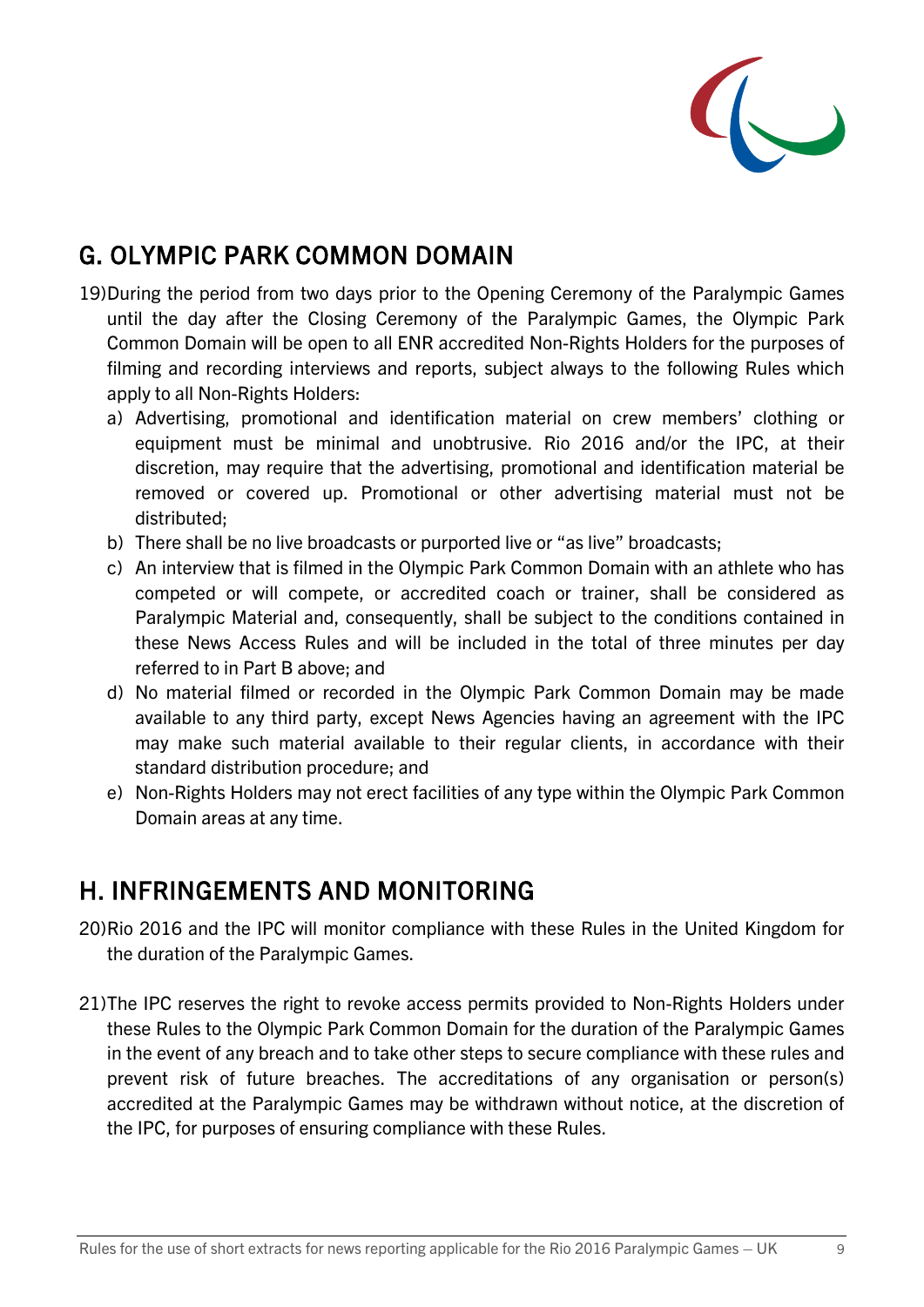## G. OLYMPIC PARK COMMON DOMAIN

19) During the period from two days prior to the Opening Ceremony of the Paralympic Games until the day after the Closing Ceremony of the Paralympic Games, the Olympic Park Common Domain will be open to all ENR accredited Non-Rights Holders for the purposes of filming and recording interviews and reports, subject always to the following Rules which apply to all Non-Rights Holders:

   a) Advertising, promotional and identification material on crew members' clothing or equipment must be minimal and unobtrusive. Rio 2016 and/or the IPC, at their discretion, may require that the advertising, promotional and identification material be removed or covered up. Promotional or other advertising material must not be distributed;
   b) There shall be no live broadcasts or purported live or "as live" broadcasts;
   c) An interview that is filmed in the Olympic Park Common Domain with an athlete who has competed or will compete, or accredited coach or trainer, shall be considered as Paralympic Material and, consequently, shall be subject to the conditions contained in these News Access Rules and will be included in the total of three minutes per day referred to in Part B above; and
   d) No material filmed or recorded in the Olympic Park Common Domain may be made available to any third party, except News Agencies having an agreement with the IPC may make such material available to their regular clients, in accordance with their standard distribution procedure; and
   e) Non-Rights Holders may not erect facilities of any type within the Olympic Park Common Domain areas at any time.

## H. INFRINGEMENTS AND MONITORING

20) Rio 2016 and the IPC will monitor compliance with these Rules in the United Kingdom for the duration of the Paralympic Games.

21) The IPC reserves the right to revoke access permits provided to Non-Rights Holders under these Rules to the Olympic Park Common Domain for the duration of the Paralympic Games in the event of any breach and to take other steps to secure compliance with these rules and prevent risk of future breaches. The accreditations of any organisation or person(s) accredited at the Paralympic Games may be withdrawn without notice, at the discretion of the IPC, for purposes of ensuring compliance with these Rules.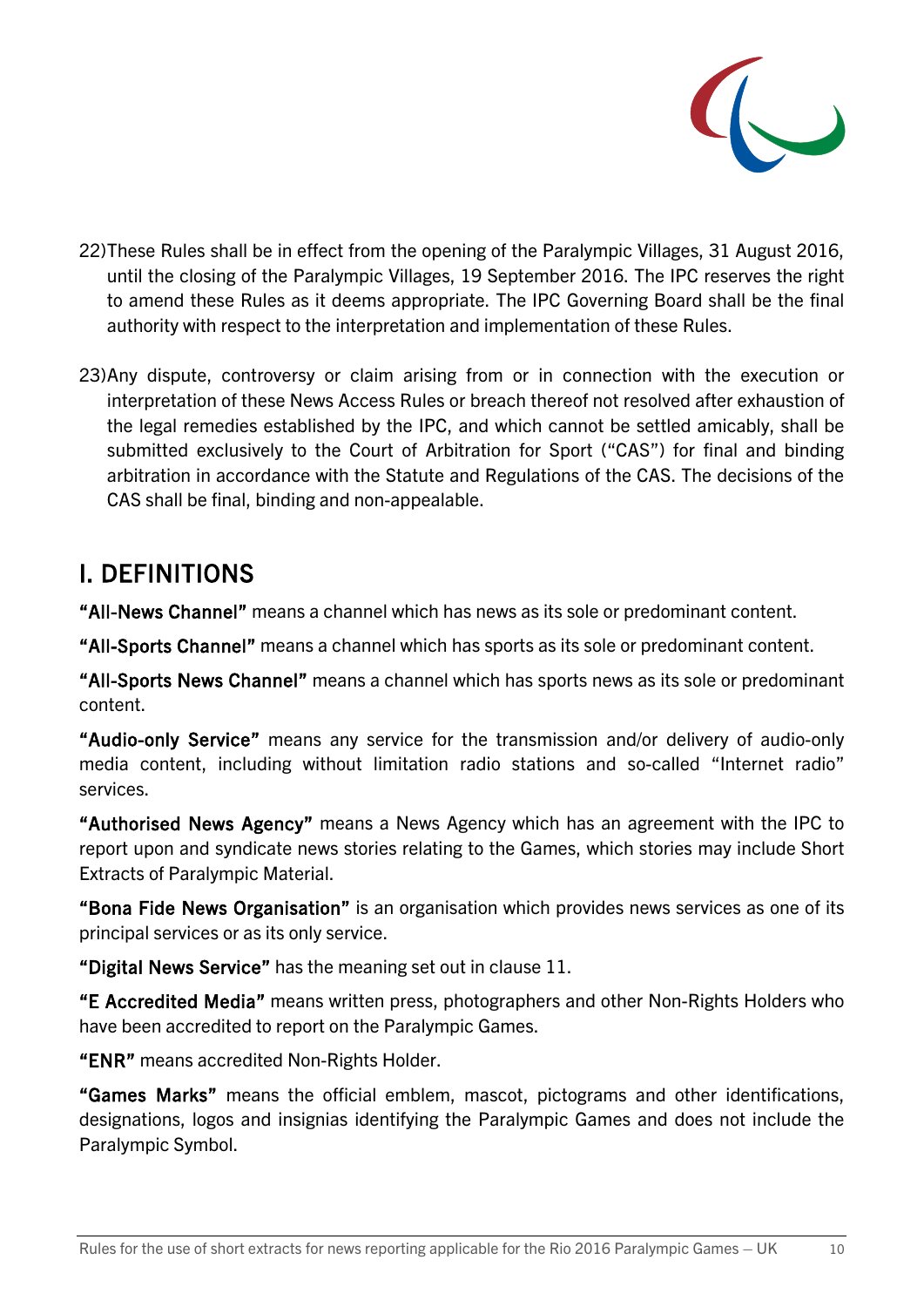22) These Rules shall be in effect from the opening of the Paralympic Villages, 31 August 2016, until the closing of the Paralympic Villages, 19 September 2016. The IPC reserves the right to amend these Rules as it deems appropriate. The IPC Governing Board shall be the final authority with respect to the interpretation and implementation of these Rules.

23) Any dispute, controversy or claim arising from or in connection with the execution or interpretation of these News Access Rules or breach thereof not resolved after exhaustion of the legal remedies established by the IPC, and which cannot be settled amicably, shall be submitted exclusively to the Court of Arbitration for Sport ("CAS") for final and binding arbitration in accordance with the Statute and Regulations of the CAS. The decisions of the CAS shall be final, binding and non-appealable.

## I. DEFINITIONS

**"All-News Channel"** means a channel which has news as its sole or predominant content.

**"All-Sports Channel"** means a channel which has sports as its sole or predominant content.

**"All-Sports News Channel"** means a channel which has sports news as its sole or predominant content.

**"Audio-only Service"** means any service for the transmission and/or delivery of audio-only media content, including without limitation radio stations and so-called "Internet radio" services.

**"Authorised News Agency"** means a News Agency which has an agreement with the IPC to report upon and syndicate news stories relating to the Games, which stories may include Short Extracts of Paralympic Material.

**"Bona Fide News Organisation"** is an organisation which provides news services as one of its principal services or as its only service.

**"Digital News Service"** has the meaning set out in clause 11.

**"E Accredited Media"** means written press, photographers and other Non-Rights Holders who have been accredited to report on the Paralympic Games.

**"ENR"** means accredited Non-Rights Holder.

**"Games Marks"** means the official emblem, mascot, pictograms and other identifications, designations, logos and insignias identifying the Paralympic Games and does not include the Paralympic Symbol.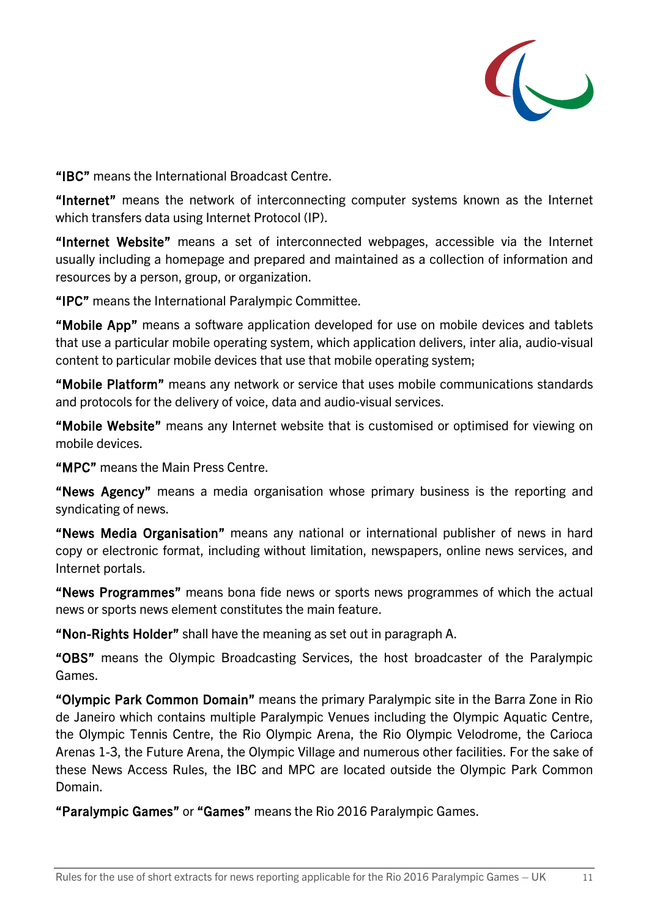**"IBC"** means the International Broadcast Centre.

**"Internet"** means the network of interconnecting computer systems known as the Internet which transfers data using Internet Protocol (IP).

**"Internet Website"** means a set of interconnected webpages, accessible via the Internet usually including a homepage and prepared and maintained as a collection of information and resources by a person, group, or organization.

**"IPC"** means the International Paralympic Committee.

**"Mobile App"** means a software application developed for use on mobile devices and tablets that use a particular mobile operating system, which application delivers, inter alia, audio-visual content to particular mobile devices that use that mobile operating system;

**"Mobile Platform"** means any network or service that uses mobile communications standards and protocols for the delivery of voice, data and audio-visual services.

**"Mobile Website"** means any Internet website that is customised or optimised for viewing on mobile devices.

**"MPC"** means the Main Press Centre.

**"News Agency"** means a media organisation whose primary business is the reporting and syndicating of news.

**"News Media Organisation"** means any national or international publisher of news in hard copy or electronic format, including without limitation, newspapers, online news services, and Internet portals.

**"News Programmes"** means bona fide news or sports news programmes of which the actual news or sports news element constitutes the main feature.

**"Non-Rights Holder"** shall have the meaning as set out in paragraph A.

**"OBS"** means the Olympic Broadcasting Services, the host broadcaster of the Paralympic Games.

**"Olympic Park Common Domain"** means the primary Paralympic site in the Barra Zone in Rio de Janeiro which contains multiple Paralympic Venues including the Olympic Aquatic Centre, the Olympic Tennis Centre, the Rio Olympic Arena, the Rio Olympic Velodrome, the Carioca Arenas 1-3, the Future Arena, the Olympic Village and numerous other facilities. For the sake of these News Access Rules, the IBC and MPC are located outside the Olympic Park Common Domain.

**"Paralympic Games"** or **"Games"** means the Rio 2016 Paralympic Games.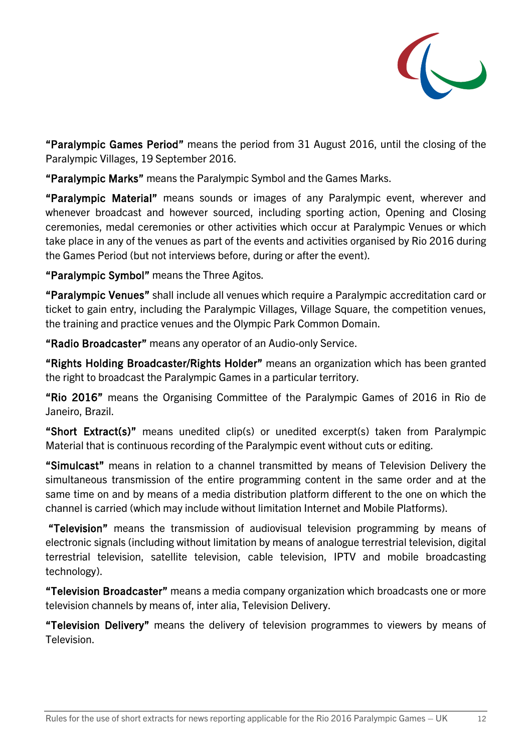**"Paralympic Games Period"** means the period from 31 August 2016, until the closing of the Paralympic Villages, 19 September 2016.

**"Paralympic Marks"** means the Paralympic Symbol and the Games Marks.

**"Paralympic Material"** means sounds or images of any Paralympic event, wherever and whenever broadcast and however sourced, including sporting action, Opening and Closing ceremonies, medal ceremonies or other activities which occur at Paralympic Venues or which take place in any of the venues as part of the events and activities organised by Rio 2016 during the Games Period (but not interviews before, during or after the event).

**"Paralympic Symbol"** means the Three Agitos.

**"Paralympic Venues"** shall include all venues which require a Paralympic accreditation card or ticket to gain entry, including the Paralympic Villages, Village Square, the competition venues, the training and practice venues and the Olympic Park Common Domain.

**"Radio Broadcaster"** means any operator of an Audio-only Service.

**"Rights Holding Broadcaster/Rights Holder"** means an organization which has been granted the right to broadcast the Paralympic Games in a particular territory.

**"Rio 2016"** means the Organising Committee of the Paralympic Games of 2016 in Rio de Janeiro, Brazil.

**"Short Extract(s)"** means unedited clip(s) or unedited excerpt(s) taken from Paralympic Material that is continuous recording of the Paralympic event without cuts or editing.

**"Simulcast"** means in relation to a channel transmitted by means of Television Delivery the simultaneous transmission of the entire programming content in the same order and at the same time on and by means of a media distribution platform different to the one on which the channel is carried (which may include without limitation Internet and Mobile Platforms).

**"Television"** means the transmission of audiovisual television programming by means of electronic signals (including without limitation by means of analogue terrestrial television, digital terrestrial television, satellite television, cable television, IPTV and mobile broadcasting technology).

**"Television Broadcaster"** means a media company organization which broadcasts one or more television channels by means of, inter alia, Television Delivery.

**"Television Delivery"** means the delivery of television programmes to viewers by means of Television.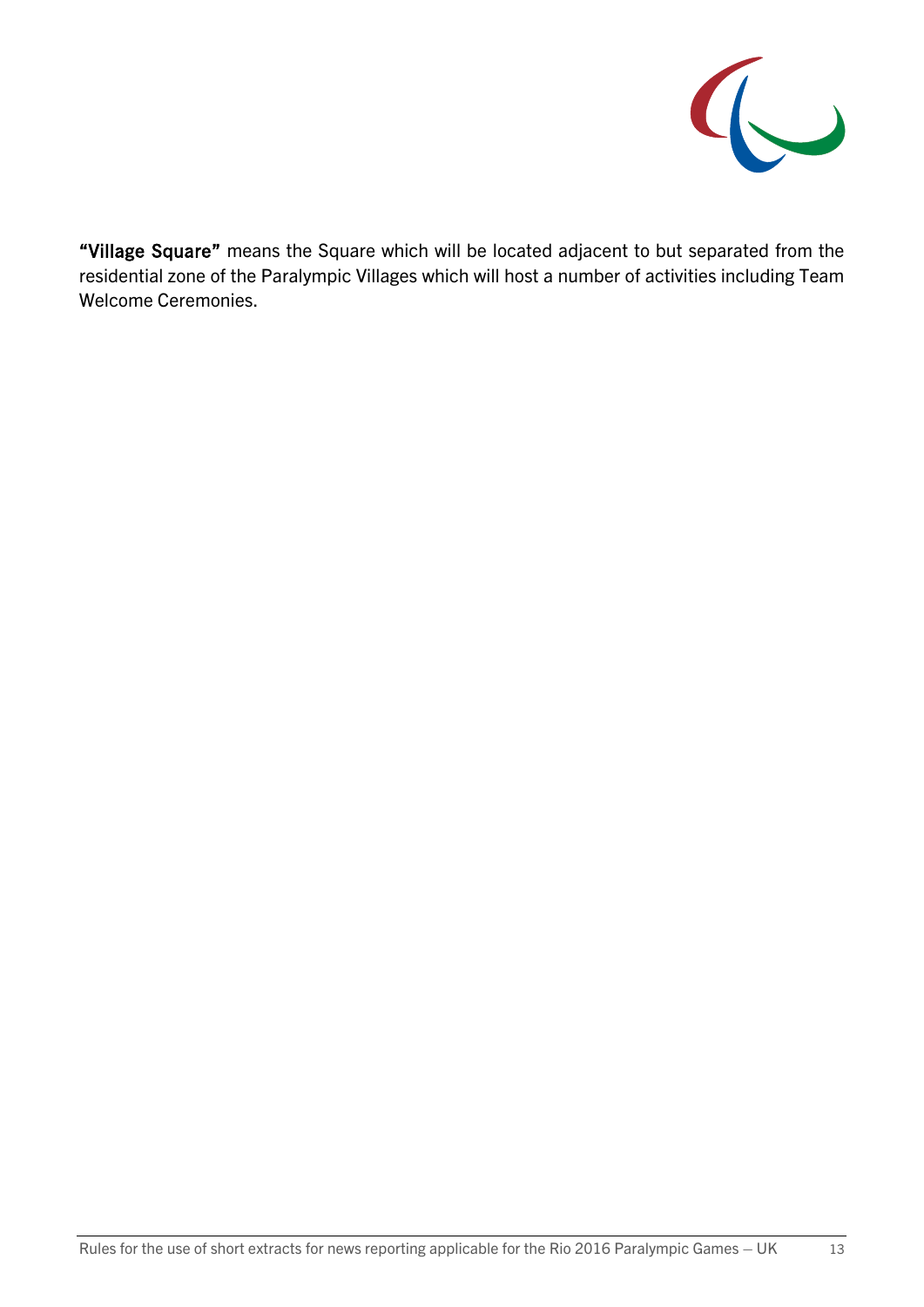**"Village Square"** means the Square which will be located adjacent to but separated from the residential zone of the Paralympic Villages which will host a number of activities including Team Welcome Ceremonies.